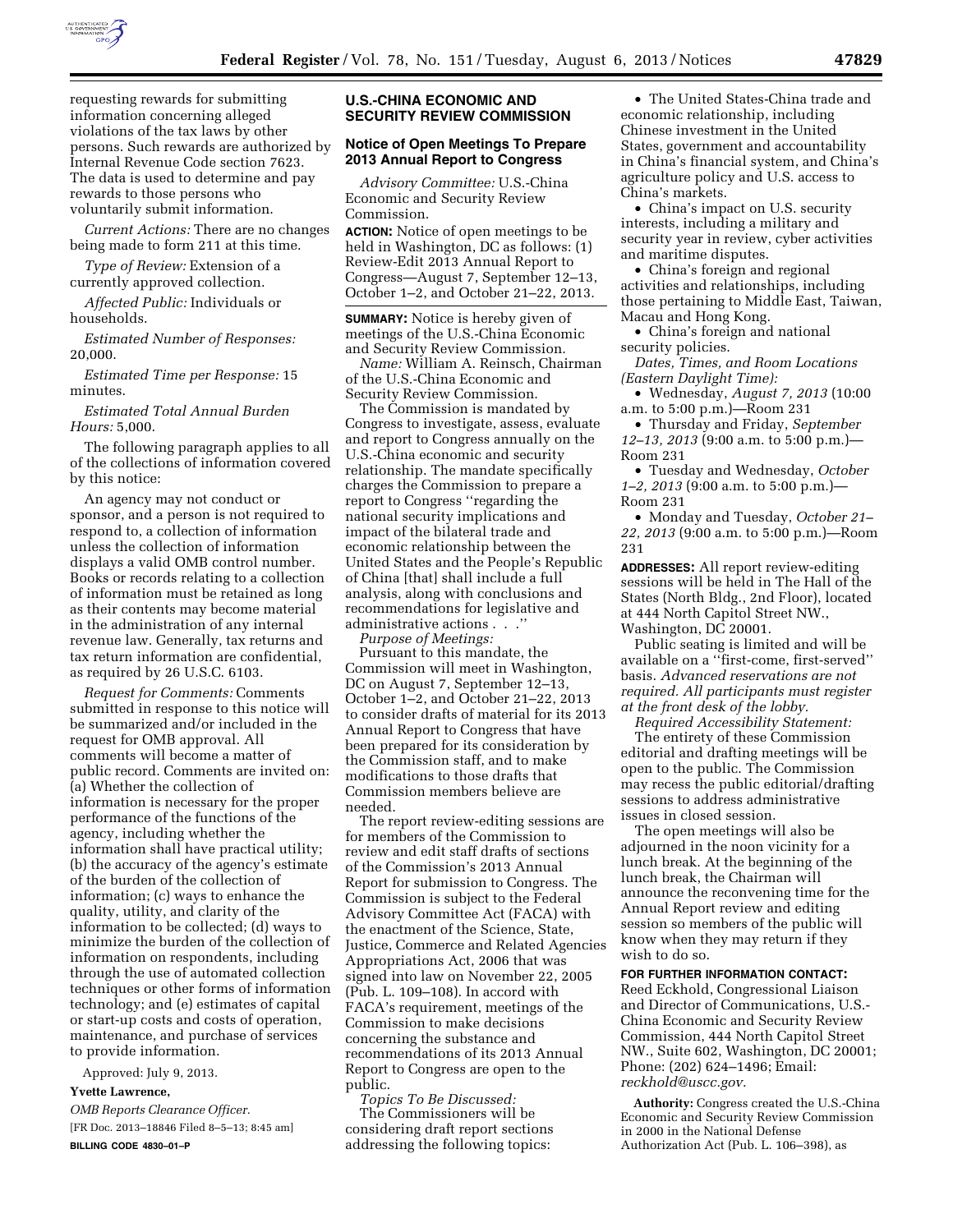requesting rewards for submitting information concerning alleged violations of the tax laws by other persons. Such rewards are authorized by Internal Revenue Code section 7623. The data is used to determine and pay rewards to those persons who voluntarily submit information.

*Current Actions:* There are no changes being made to form 211 at this time.

*Type of Review:* Extension of a currently approved collection.

*Affected Public:* Individuals or households.

*Estimated Number of Responses:* 20,000.

*Estimated Time per Response:* 15 minutes.

*Estimated Total Annual Burden Hours:* 5,000.

The following paragraph applies to all of the collections of information covered by this notice:

An agency may not conduct or sponsor, and a person is not required to respond to, a collection of information unless the collection of information displays a valid OMB control number. Books or records relating to a collection of information must be retained as long as their contents may become material in the administration of any internal revenue law. Generally, tax returns and tax return information are confidential, as required by 26 U.S.C. 6103.

*Request for Comments:* Comments submitted in response to this notice will be summarized and/or included in the request for OMB approval. All comments will become a matter of public record. Comments are invited on: (a) Whether the collection of information is necessary for the proper performance of the functions of the agency, including whether the information shall have practical utility; (b) the accuracy of the agency's estimate of the burden of the collection of information; (c) ways to enhance the quality, utility, and clarity of the information to be collected; (d) ways to minimize the burden of the collection of information on respondents, including through the use of automated collection techniques or other forms of information technology; and (e) estimates of capital or start-up costs and costs of operation, maintenance, and purchase of services to provide information.

Approved: July 9, 2013.

**Yvette Lawrence,**

*OMB Reports Clearance Officer.*

[FR Doc. 2013–18846 Filed 8–5–13; 8:45 am]

**BILLING CODE 4830–01–P**

## U.S.-CHINA ECONOMIC AND SECURITY REVIEW COMMISSION

### Notice of Open Meetings To Prepare 2013 Annual Report to Congress

*Advisory Committee:* U.S.-China Economic and Security Review Commission.

**ACTION:** Notice of open meetings to be held in Washington, DC as follows: (1) Review-Edit 2013 Annual Report to Congress—August 7, September 12–13, October 1–2, and October 21–22, 2013.

**SUMMARY:** Notice is hereby given of meetings of the U.S.-China Economic and Security Review Commission.

*Name:* William A. Reinsch, Chairman of the U.S.-China Economic and Security Review Commission.

The Commission is mandated by Congress to investigate, assess, evaluate and report to Congress annually on the U.S.-China economic and security relationship. The mandate specifically charges the Commission to prepare a report to Congress ''regarding the national security implications and impact of the bilateral trade and economic relationship between the United States and the People's Republic of China [that] shall include a full analysis, along with conclusions and recommendations for legislative and administrative actions . . .''

*Purpose of Meetings:*

Pursuant to this mandate, the Commission will meet in Washington, DC on August 7, September 12–13, October 1–2, and October 21–22, 2013 to consider drafts of material for its 2013 Annual Report to Congress that have been prepared for its consideration by the Commission staff, and to make modifications to those drafts that Commission members believe are needed.

The report review-editing sessions are for members of the Commission to review and edit staff drafts of sections of the Commission's 2013 Annual Report for submission to Congress. The Commission is subject to the Federal Advisory Committee Act (FACA) with the enactment of the Science, State, Justice, Commerce and Related Agencies Appropriations Act, 2006 that was signed into law on November 22, 2005 (Pub. L. 109–108). In accord with FACA's requirement, meetings of the Commission to make decisions concerning the substance and recommendations of its 2013 Annual Report to Congress are open to the public.

*Topics To Be Discussed:*

The Commissioners will be considering draft report sections addressing the following topics:

- The United States-China trade and economic relationship, including Chinese investment in the United States, government and accountability in China's financial system, and China's agriculture policy and U.S. access to China's markets.
- China's impact on U.S. security interests, including a military and security year in review, cyber activities and maritime disputes.
- China's foreign and regional activities and relationships, including those pertaining to Middle East, Taiwan, Macau and Hong Kong.
- China's foreign and national security policies.

*Dates, Times, and Room Locations (Eastern Daylight Time):*

- Wednesday, *August 7, 2013* (10:00 a.m. to 5:00 p.m.)—Room 231
- Thursday and Friday, *September 12–13, 2013* (9:00 a.m. to 5:00 p.m.)—Room 231
- Tuesday and Wednesday, *October 1–2, 2013* (9:00 a.m. to 5:00 p.m.)—Room 231
- Monday and Tuesday, *October 21–22, 2013* (9:00 a.m. to 5:00 p.m.)—Room 231

**ADDRESSES:** All report review-editing sessions will be held in The Hall of the States (North Bldg., 2nd Floor), located at 444 North Capitol Street NW., Washington, DC 20001.

Public seating is limited and will be available on a ''first-come, first-served'' basis. *Advanced reservations are not required. All participants must register at the front desk of the lobby.*

*Required Accessibility Statement:*

The entirety of these Commission editorial and drafting meetings will be open to the public. The Commission may recess the public editorial/drafting sessions to address administrative issues in closed session.

The open meetings will also be adjourned in the noon vicinity for a lunch break. At the beginning of the lunch break, the Chairman will announce the reconvening time for the Annual Report review and editing session so members of the public will know when they may return if they wish to do so.

**FOR FURTHER INFORMATION CONTACT:** Reed Eckhold, Congressional Liaison and Director of Communications, U.S.-China Economic and Security Review Commission, 444 North Capitol Street NW., Suite 602, Washington, DC 20001; Phone: (202) 624–1496; Email: *reckhold@uscc.gov.*

**Authority:** Congress created the U.S.-China Economic and Security Review Commission in 2000 in the National Defense Authorization Act (Pub. L. 106–398), as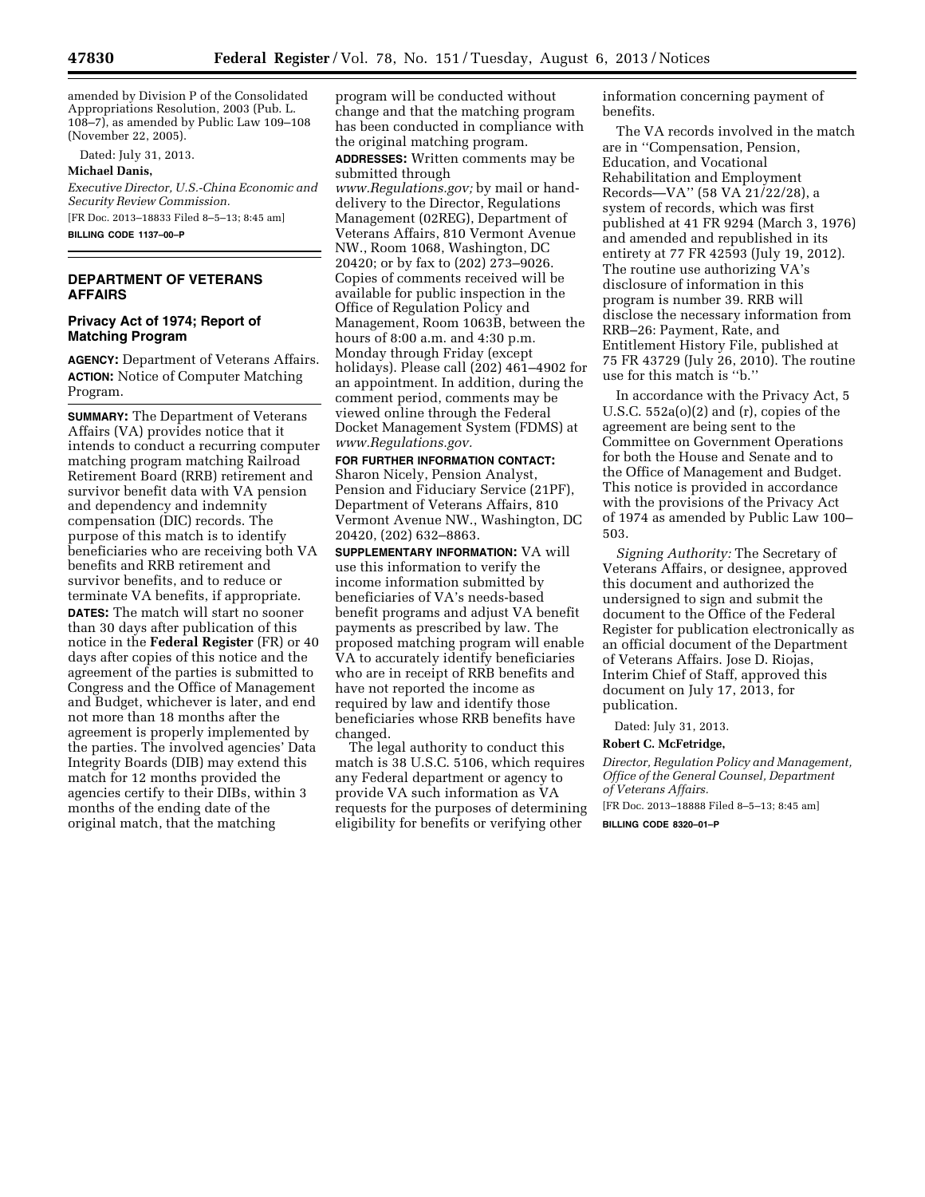amended by Division P of the Consolidated Appropriations Resolution, 2003 (Pub. L. 108–7), as amended by Public Law 109–108 (November 22, 2005).

Dated: July 31, 2013.

**Michael Danis,**

*Executive Director, U.S.-China Economic and Security Review Commission.*

[FR Doc. 2013–18833 Filed 8–5–13; 8:45 am]

**BILLING CODE 1137–00–P**

---

## DEPARTMENT OF VETERANS AFFAIRS

### Privacy Act of 1974; Report of Matching Program

**AGENCY:** Department of Veterans Affairs.

**ACTION:** Notice of Computer Matching Program.

**SUMMARY:** The Department of Veterans Affairs (VA) provides notice that it intends to conduct a recurring computer matching program matching Railroad Retirement Board (RRB) retirement and survivor benefit data with VA pension and dependency and indemnity compensation (DIC) records. The purpose of this match is to identify beneficiaries who are receiving both VA benefits and RRB retirement and survivor benefits, and to reduce or terminate VA benefits, if appropriate.

**DATES:** The match will start no sooner than 30 days after publication of this notice in the **Federal Register** (FR) or 40 days after copies of this notice and the agreement of the parties is submitted to Congress and the Office of Management and Budget, whichever is later, and end not more than 18 months after the agreement is properly implemented by the parties. The involved agencies' Data Integrity Boards (DIB) may extend this match for 12 months provided the agencies certify to their DIBs, within 3 months of the ending date of the original match, that the matching program will be conducted without change and that the matching program has been conducted in compliance with the original matching program.

**ADDRESSES:** Written comments may be submitted through *www.Regulations.gov;* by mail or hand-delivery to the Director, Regulations Management (02REG), Department of Veterans Affairs, 810 Vermont Avenue NW., Room 1068, Washington, DC 20420; or by fax to (202) 273–9026. Copies of comments received will be available for public inspection in the Office of Regulation Policy and Management, Room 1063B, between the hours of 8:00 a.m. and 4:30 p.m. Monday through Friday (except holidays). Please call (202) 461–4902 for an appointment. In addition, during the comment period, comments may be viewed online through the Federal Docket Management System (FDMS) at *www.Regulations.gov.*

**FOR FURTHER INFORMATION CONTACT:** Sharon Nicely, Pension Analyst, Pension and Fiduciary Service (21PF), Department of Veterans Affairs, 810 Vermont Avenue NW., Washington, DC 20420, (202) 632–8863.

**SUPPLEMENTARY INFORMATION:** VA will use this information to verify the income information submitted by beneficiaries of VA's needs-based benefit programs and adjust VA benefit payments as prescribed by law. The proposed matching program will enable VA to accurately identify beneficiaries who are in receipt of RRB benefits and have not reported the income as required by law and identify those beneficiaries whose RRB benefits have changed.

The legal authority to conduct this match is 38 U.S.C. 5106, which requires any Federal department or agency to provide VA such information as VA requests for the purposes of determining eligibility for benefits or verifying other information concerning payment of benefits.

The VA records involved in the match are in "Compensation, Pension, Education, and Vocational Rehabilitation and Employment Records—VA" (58 VA 21/22/28), a system of records, which was first published at 41 FR 9294 (March 3, 1976) and amended and republished in its entirety at 77 FR 42593 (July 19, 2012). The routine use authorizing VA's disclosure of information in this program is number 39. RRB will disclose the necessary information from RRB–26: Payment, Rate, and Entitlement History File, published at 75 FR 43729 (July 26, 2010). The routine use for this match is "b."

In accordance with the Privacy Act, 5 U.S.C. 552a(o)(2) and (r), copies of the agreement are being sent to the Committee on Government Operations for both the House and Senate and to the Office of Management and Budget. This notice is provided in accordance with the provisions of the Privacy Act of 1974 as amended by Public Law 100–503.

*Signing Authority:* The Secretary of Veterans Affairs, or designee, approved this document and authorized the undersigned to sign and submit the document to the Office of the Federal Register for publication electronically as an official document of the Department of Veterans Affairs. Jose D. Riojas, Interim Chief of Staff, approved this document on July 17, 2013, for publication.

Dated: July 31, 2013.

**Robert C. McFetridge,**

*Director, Regulation Policy and Management, Office of the General Counsel, Department of Veterans Affairs.*

[FR Doc. 2013–18888 Filed 8–5–13; 8:45 am]

**BILLING CODE 8320–01–P**